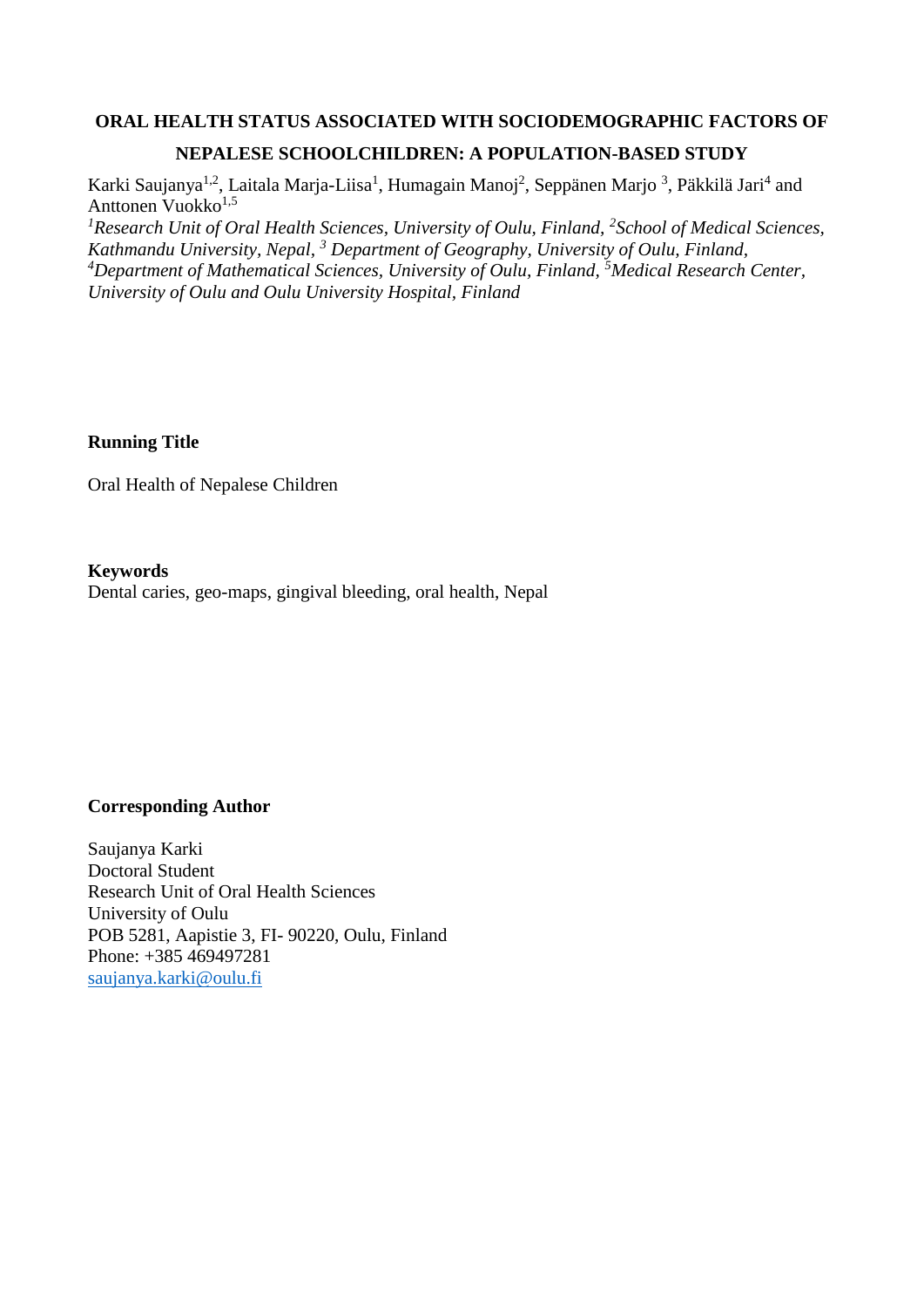# ORAL HEALTH STATUS ASSOCIATED WITH SOCIODEMOGRAPHIC FACTORS OF NEPALESE SCHOOLCHILDREN: A POPULATION-BASED STUDY

Karki Saujanya[1,2], Laitala Marja-Liisa[1], Humagain Manoj[2], Seppänen Marjo [3], Päkkilä Jari[4] and Anttonen Vuokko[1,5]

*[1]Research Unit of Oral Health Sciences, University of Oulu, Finland, [2]School of Medical Sciences, Kathmandu University, Nepal, [3] Department of Geography, University of Oulu, Finland, [4]Department of Mathematical Sciences, University of Oulu, Finland, [5]Medical Research Center, University of Oulu and Oulu University Hospital, Finland*

**Running Title**

Oral Health of Nepalese Children

**Keywords**

Dental caries, geo-maps, gingival bleeding, oral health, Nepal

**Corresponding Author**

Saujanya Karki
Doctoral Student
Research Unit of Oral Health Sciences
University of Oulu
POB 5281, Aapistie 3, FI- 90220, Oulu, Finland
Phone: +385 469497281
saujanya.karki@oulu.fi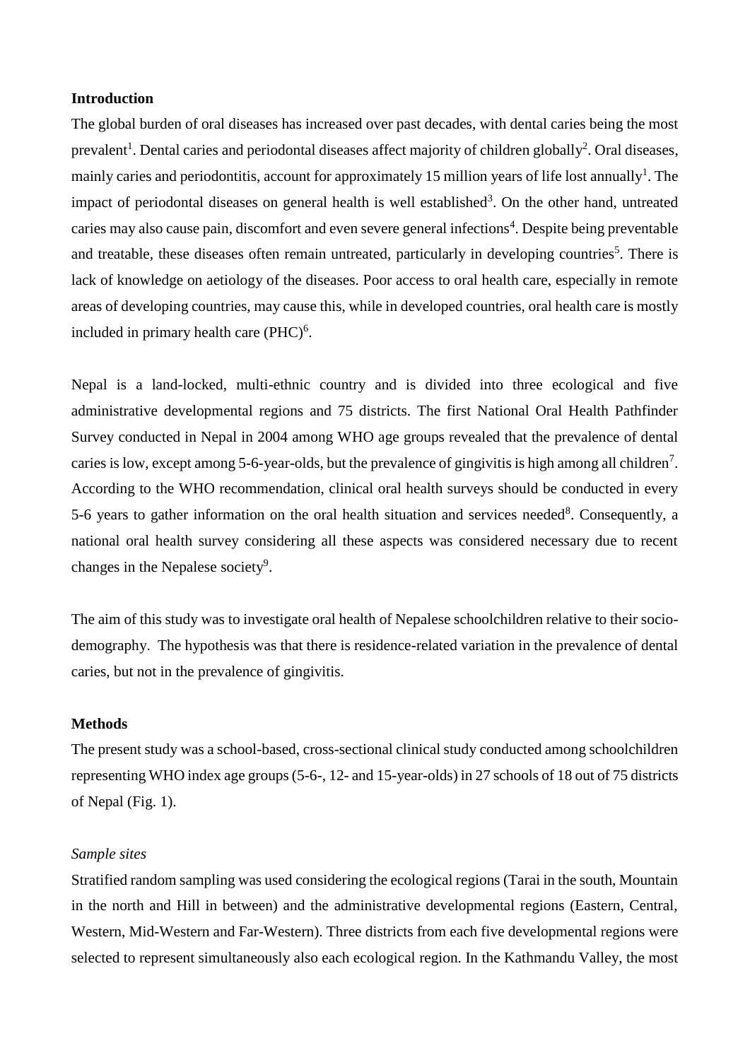## Introduction

The global burden of oral diseases has increased over past decades, with dental caries being the most prevalent[1]. Dental caries and periodontal diseases affect majority of children globally[2]. Oral diseases, mainly caries and periodontitis, account for approximately 15 million years of life lost annually[1]. The impact of periodontal diseases on general health is well established[3]. On the other hand, untreated caries may also cause pain, discomfort and even severe general infections[4]. Despite being preventable and treatable, these diseases often remain untreated, particularly in developing countries[5]. There is lack of knowledge on aetiology of the diseases. Poor access to oral health care, especially in remote areas of developing countries, may cause this, while in developed countries, oral health care is mostly included in primary health care (PHC)[6].

Nepal is a land-locked, multi-ethnic country and is divided into three ecological and five administrative developmental regions and 75 districts. The first National Oral Health Pathfinder Survey conducted in Nepal in 2004 among WHO age groups revealed that the prevalence of dental caries is low, except among 5-6-year-olds, but the prevalence of gingivitis is high among all children[7]. According to the WHO recommendation, clinical oral health surveys should be conducted in every 5-6 years to gather information on the oral health situation and services needed[8]. Consequently, a national oral health survey considering all these aspects was considered necessary due to recent changes in the Nepalese society[9].

The aim of this study was to investigate oral health of Nepalese schoolchildren relative to their socio-demography. The hypothesis was that there is residence-related variation in the prevalence of dental caries, but not in the prevalence of gingivitis.

## Methods

The present study was a school-based, cross-sectional clinical study conducted among schoolchildren representing WHO index age groups (5-6-, 12- and 15-year-olds) in 27 schools of 18 out of 75 districts of Nepal (Fig. 1).

### *Sample sites*

Stratified random sampling was used considering the ecological regions (Tarai in the south, Mountain in the north and Hill in between) and the administrative developmental regions (Eastern, Central, Western, Mid-Western and Far-Western). Three districts from each five developmental regions were selected to represent simultaneously also each ecological region. In the Kathmandu Valley, the most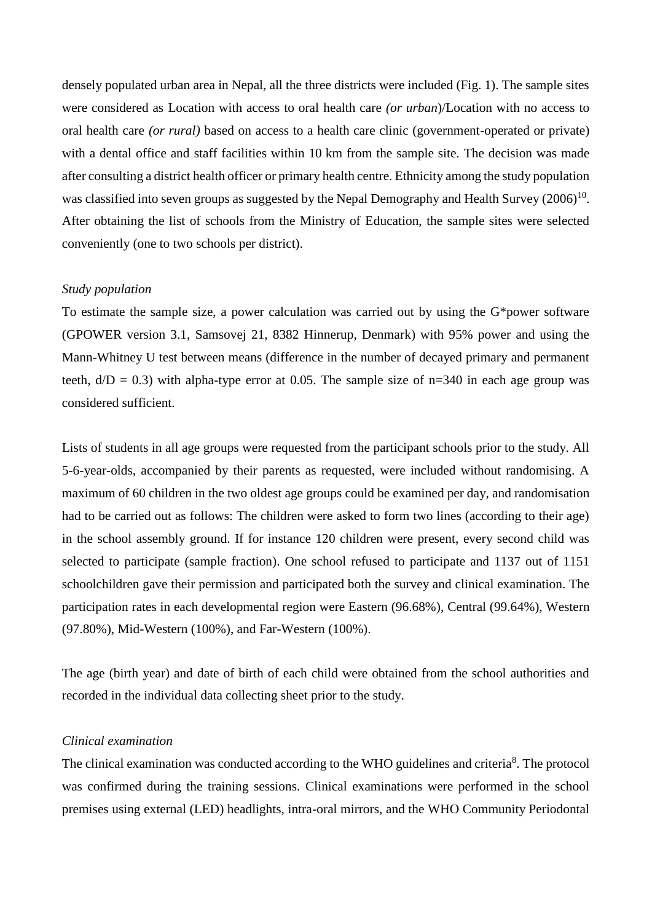densely populated urban area in Nepal, all the three districts were included (Fig. 1). The sample sites were considered as Location with access to oral health care *(or urban*)/Location with no access to oral health care *(or rural)* based on access to a health care clinic (government-operated or private) with a dental office and staff facilities within 10 km from the sample site. The decision was made after consulting a district health officer or primary health centre. Ethnicity among the study population was classified into seven groups as suggested by the Nepal Demography and Health Survey (2006)[10]. After obtaining the list of schools from the Ministry of Education, the sample sites were selected conveniently (one to two schools per district).

*Study population*

To estimate the sample size, a power calculation was carried out by using the G*power software (GPOWER version 3.1, Samsovej 21, 8382 Hinnerup, Denmark) with 95% power and using the Mann-Whitney U test between means (difference in the number of decayed primary and permanent teeth, d/D = 0.3) with alpha-type error at 0.05. The sample size of n=340 in each age group was considered sufficient.

Lists of students in all age groups were requested from the participant schools prior to the study. All 5-6-year-olds, accompanied by their parents as requested, were included without randomising. A maximum of 60 children in the two oldest age groups could be examined per day, and randomisation had to be carried out as follows: The children were asked to form two lines (according to their age) in the school assembly ground. If for instance 120 children were present, every second child was selected to participate (sample fraction). One school refused to participate and 1137 out of 1151 schoolchildren gave their permission and participated both the survey and clinical examination. The participation rates in each developmental region were Eastern (96.68%), Central (99.64%), Western (97.80%), Mid-Western (100%), and Far-Western (100%).

The age (birth year) and date of birth of each child were obtained from the school authorities and recorded in the individual data collecting sheet prior to the study.

*Clinical examination*

The clinical examination was conducted according to the WHO guidelines and criteria[8]. The protocol was confirmed during the training sessions. Clinical examinations were performed in the school premises using external (LED) headlights, intra-oral mirrors, and the WHO Community Periodontal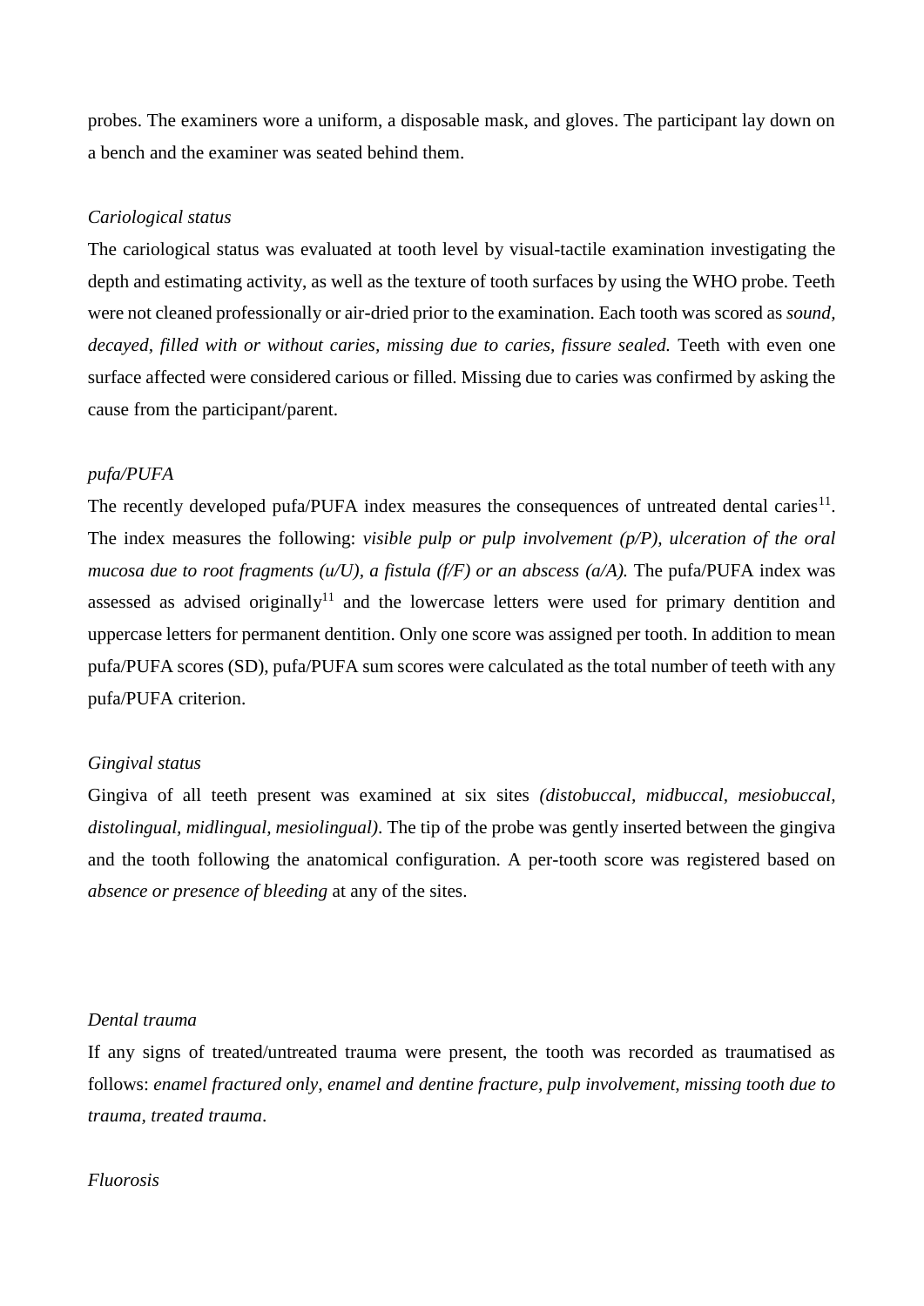probes. The examiners wore a uniform, a disposable mask, and gloves. The participant lay down on a bench and the examiner was seated behind them.

*Cariological status*

The cariological status was evaluated at tooth level by visual-tactile examination investigating the depth and estimating activity, as well as the texture of tooth surfaces by using the WHO probe. Teeth were not cleaned professionally or air-dried prior to the examination. Each tooth was scored as *sound, decayed, filled with or without caries, missing due to caries, fissure sealed.* Teeth with even one surface affected were considered carious or filled. Missing due to caries was confirmed by asking the cause from the participant/parent.

*pufa/PUFA*

The recently developed pufa/PUFA index measures the consequences of untreated dental caries[11]. The index measures the following: *visible pulp or pulp involvement (p/P), ulceration of the oral mucosa due to root fragments (u/U), a fistula (f/F) or an abscess (a/A).* The pufa/PUFA index was assessed as advised originally[11] and the lowercase letters were used for primary dentition and uppercase letters for permanent dentition. Only one score was assigned per tooth. In addition to mean pufa/PUFA scores (SD), pufa/PUFA sum scores were calculated as the total number of teeth with any pufa/PUFA criterion.

*Gingival status*

Gingiva of all teeth present was examined at six sites *(distobuccal, midbuccal, mesiobuccal, distolingual, midlingual, mesiolingual)*. The tip of the probe was gently inserted between the gingiva and the tooth following the anatomical configuration. A per-tooth score was registered based on *absence or presence of bleeding* at any of the sites.

*Dental trauma*

If any signs of treated/untreated trauma were present, the tooth was recorded as traumatised as follows: *enamel fractured only, enamel and dentine fracture, pulp involvement, missing tooth due to trauma, treated trauma*.

*Fluorosis*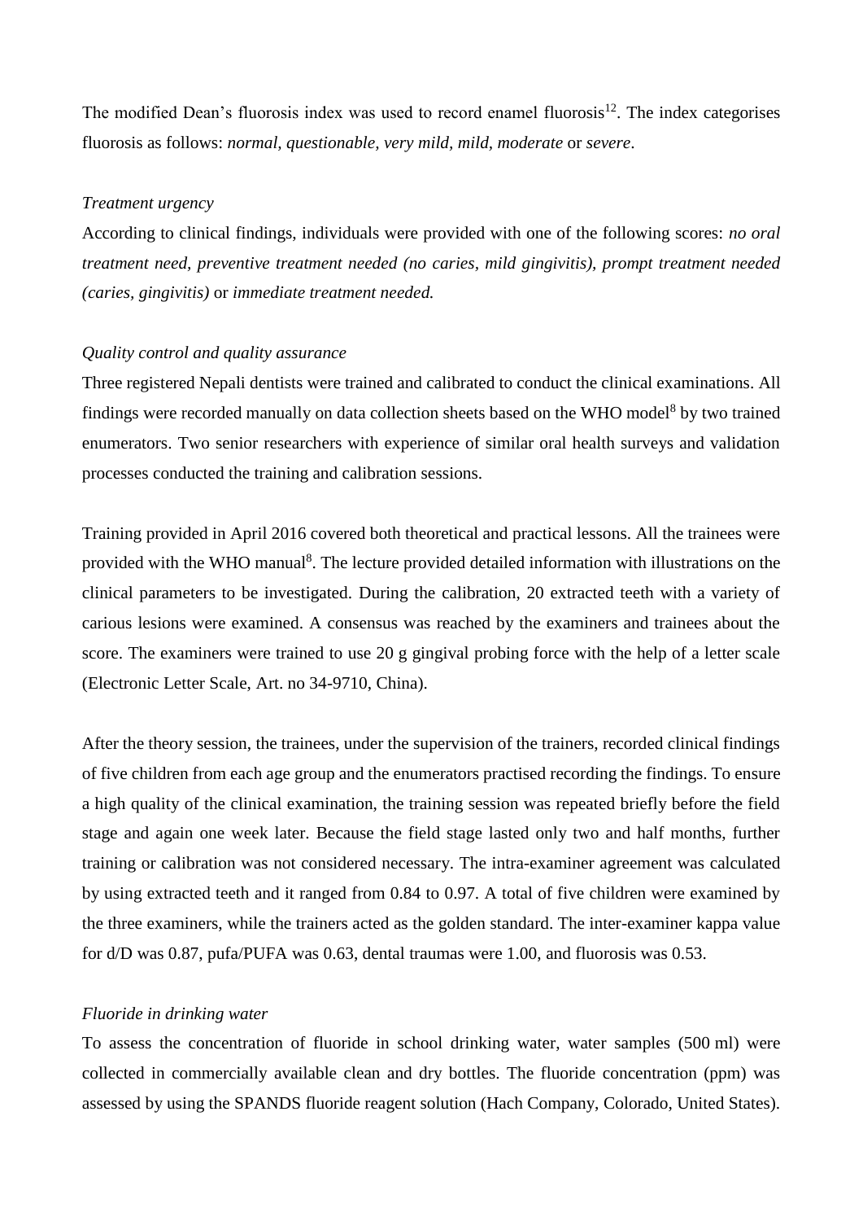The modified Dean's fluorosis index was used to record enamel fluorosis[12]. The index categorises fluorosis as follows: *normal, questionable, very mild, mild, moderate* or *severe*.

*Treatment urgency*

According to clinical findings, individuals were provided with one of the following scores: *no oral treatment need, preventive treatment needed (no caries, mild gingivitis), prompt treatment needed (caries, gingivitis)* or *immediate treatment needed.*

*Quality control and quality assurance*

Three registered Nepali dentists were trained and calibrated to conduct the clinical examinations. All findings were recorded manually on data collection sheets based on the WHO model[8] by two trained enumerators. Two senior researchers with experience of similar oral health surveys and validation processes conducted the training and calibration sessions.

Training provided in April 2016 covered both theoretical and practical lessons. All the trainees were provided with the WHO manual[8]. The lecture provided detailed information with illustrations on the clinical parameters to be investigated. During the calibration, 20 extracted teeth with a variety of carious lesions were examined. A consensus was reached by the examiners and trainees about the score. The examiners were trained to use 20 g gingival probing force with the help of a letter scale (Electronic Letter Scale, Art. no 34-9710, China).

After the theory session, the trainees, under the supervision of the trainers, recorded clinical findings of five children from each age group and the enumerators practised recording the findings. To ensure a high quality of the clinical examination, the training session was repeated briefly before the field stage and again one week later. Because the field stage lasted only two and half months, further training or calibration was not considered necessary. The intra-examiner agreement was calculated by using extracted teeth and it ranged from 0.84 to 0.97. A total of five children were examined by the three examiners, while the trainers acted as the golden standard. The inter-examiner kappa value for d/D was 0.87, pufa/PUFA was 0.63, dental traumas were 1.00, and fluorosis was 0.53.

*Fluoride in drinking water*

To assess the concentration of fluoride in school drinking water, water samples (500 ml) were collected in commercially available clean and dry bottles. The fluoride concentration (ppm) was assessed by using the SPANDS fluoride reagent solution (Hach Company, Colorado, United States).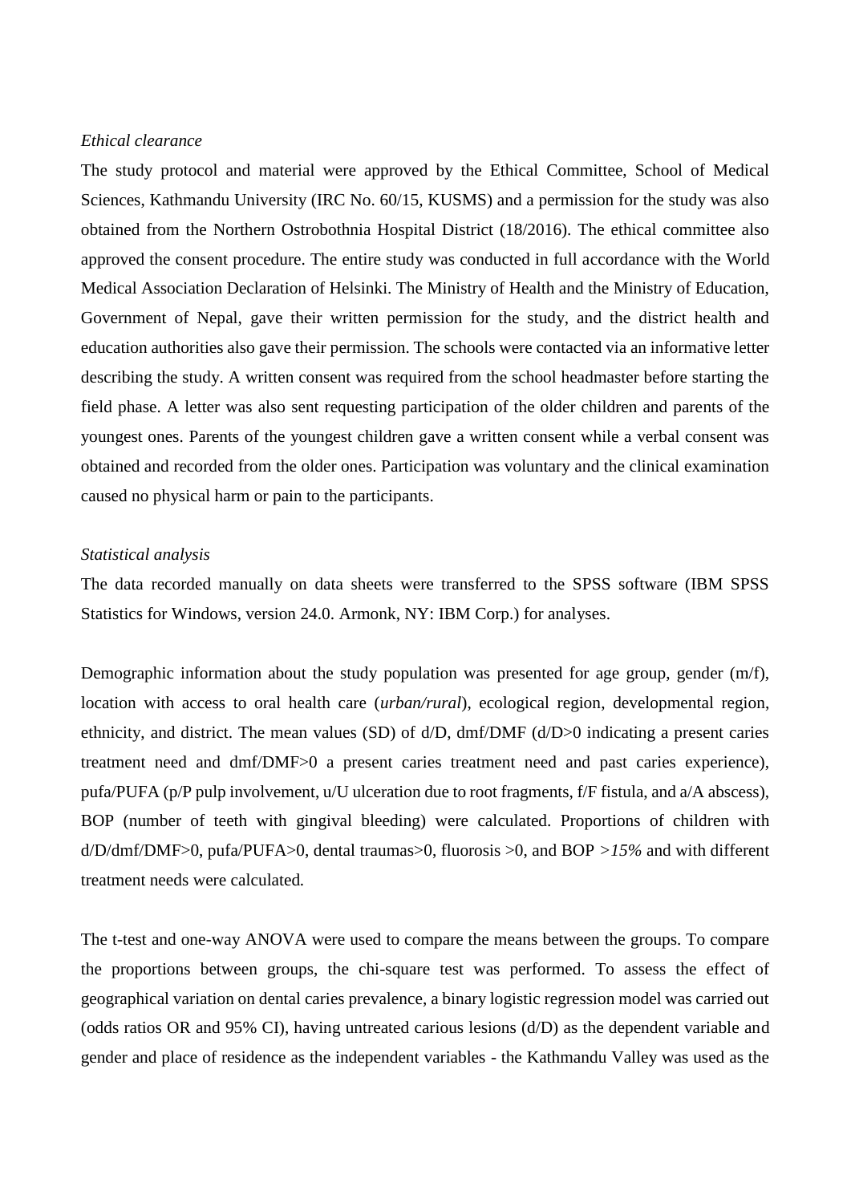*Ethical clearance*

The study protocol and material were approved by the Ethical Committee, School of Medical Sciences, Kathmandu University (IRC No. 60/15, KUSMS) and a permission for the study was also obtained from the Northern Ostrobothnia Hospital District (18/2016). The ethical committee also approved the consent procedure. The entire study was conducted in full accordance with the World Medical Association Declaration of Helsinki. The Ministry of Health and the Ministry of Education, Government of Nepal, gave their written permission for the study, and the district health and education authorities also gave their permission. The schools were contacted via an informative letter describing the study. A written consent was required from the school headmaster before starting the field phase. A letter was also sent requesting participation of the older children and parents of the youngest ones. Parents of the youngest children gave a written consent while a verbal consent was obtained and recorded from the older ones. Participation was voluntary and the clinical examination caused no physical harm or pain to the participants.

*Statistical analysis*

The data recorded manually on data sheets were transferred to the SPSS software (IBM SPSS Statistics for Windows, version 24.0. Armonk, NY: IBM Corp.) for analyses.

Demographic information about the study population was presented for age group, gender (m/f), location with access to oral health care (*urban/rural*), ecological region, developmental region, ethnicity, and district. The mean values (SD) of d/D, dmf/DMF (d/D>0 indicating a present caries treatment need and dmf/DMF>0 a present caries treatment need and past caries experience), pufa/PUFA (p/P pulp involvement, u/U ulceration due to root fragments, f/F fistula, and a/A abscess), BOP (number of teeth with gingival bleeding) were calculated. Proportions of children with d/D/dmf/DMF>0, pufa/PUFA>0, dental traumas>0, fluorosis >0, and BOP *>15%* and with different treatment needs were calculated.

The t-test and one-way ANOVA were used to compare the means between the groups. To compare the proportions between groups, the chi-square test was performed. To assess the effect of geographical variation on dental caries prevalence, a binary logistic regression model was carried out (odds ratios OR and 95% CI), having untreated carious lesions (d/D) as the dependent variable and gender and place of residence as the independent variables - the Kathmandu Valley was used as the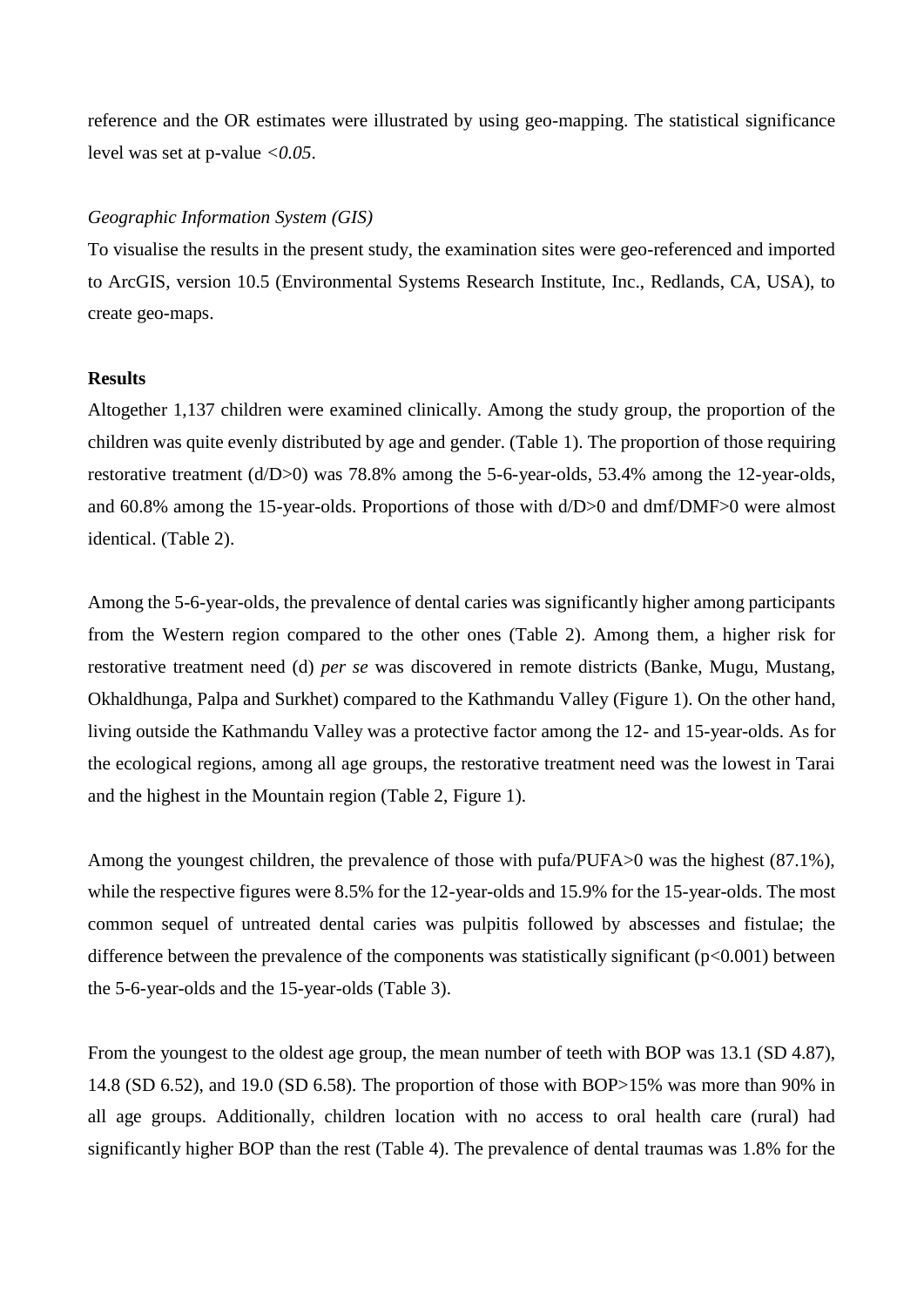reference and the OR estimates were illustrated by using geo-mapping. The statistical significance level was set at p-value *<0.05*.

*Geographic Information System (GIS)*

To visualise the results in the present study, the examination sites were geo-referenced and imported to ArcGIS, version 10.5 (Environmental Systems Research Institute, Inc., Redlands, CA, USA), to create geo-maps.

**Results**

Altogether 1,137 children were examined clinically. Among the study group, the proportion of the children was quite evenly distributed by age and gender. (Table 1). The proportion of those requiring restorative treatment (d/D>0) was 78.8% among the 5-6-year-olds, 53.4% among the 12-year-olds, and 60.8% among the 15-year-olds. Proportions of those with d/D>0 and dmf/DMF>0 were almost identical. (Table 2).

Among the 5-6-year-olds, the prevalence of dental caries was significantly higher among participants from the Western region compared to the other ones (Table 2). Among them, a higher risk for restorative treatment need (d) *per se* was discovered in remote districts (Banke, Mugu, Mustang, Okhaldhunga, Palpa and Surkhet) compared to the Kathmandu Valley (Figure 1). On the other hand, living outside the Kathmandu Valley was a protective factor among the 12- and 15-year-olds. As for the ecological regions, among all age groups, the restorative treatment need was the lowest in Tarai and the highest in the Mountain region (Table 2, Figure 1).

Among the youngest children, the prevalence of those with pufa/PUFA>0 was the highest (87.1%), while the respective figures were 8.5% for the 12-year-olds and 15.9% for the 15-year-olds. The most common sequel of untreated dental caries was pulpitis followed by abscesses and fistulae; the difference between the prevalence of the components was statistically significant ($p<0.001$) between the 5-6-year-olds and the 15-year-olds (Table 3).

From the youngest to the oldest age group, the mean number of teeth with BOP was 13.1 (SD 4.87), 14.8 (SD 6.52), and 19.0 (SD 6.58). The proportion of those with BOP>15% was more than 90% in all age groups. Additionally, children location with no access to oral health care (rural) had significantly higher BOP than the rest (Table 4). The prevalence of dental traumas was 1.8% for the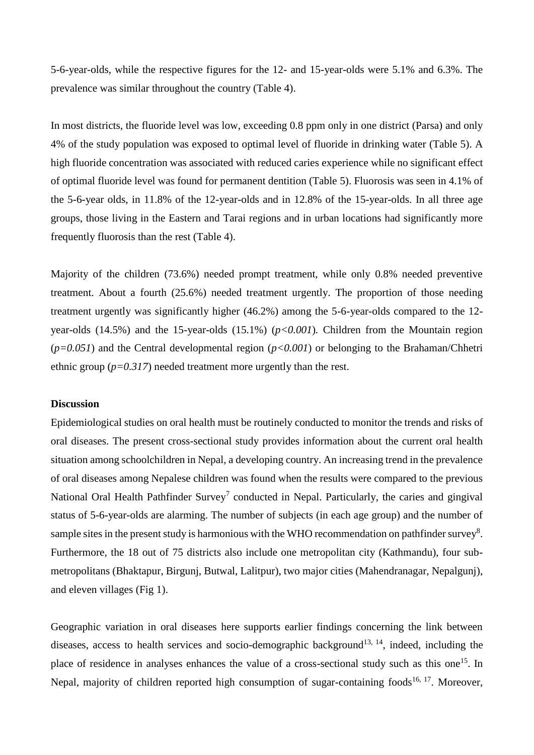5-6-year-olds, while the respective figures for the 12- and 15-year-olds were 5.1% and 6.3%. The prevalence was similar throughout the country (Table 4).

In most districts, the fluoride level was low, exceeding 0.8 ppm only in one district (Parsa) and only 4% of the study population was exposed to optimal level of fluoride in drinking water (Table 5). A high fluoride concentration was associated with reduced caries experience while no significant effect of optimal fluoride level was found for permanent dentition (Table 5). Fluorosis was seen in 4.1% of the 5-6-year olds, in 11.8% of the 12-year-olds and in 12.8% of the 15-year-olds. In all three age groups, those living in the Eastern and Tarai regions and in urban locations had significantly more frequently fluorosis than the rest (Table 4).

Majority of the children (73.6%) needed prompt treatment, while only 0.8% needed preventive treatment. About a fourth (25.6%) needed treatment urgently. The proportion of those needing treatment urgently was significantly higher (46.2%) among the 5-6-year-olds compared to the 12-year-olds (14.5%) and the 15-year-olds (15.1%) (*$p<0.001$*). Children from the Mountain region (*$p=0.051$*) and the Central developmental region (*$p<0.001$*) or belonging to the Brahaman/Chhetri ethnic group (*$p=0.317$*) needed treatment more urgently than the rest.

**Discussion**

Epidemiological studies on oral health must be routinely conducted to monitor the trends and risks of oral diseases. The present cross-sectional study provides information about the current oral health situation among schoolchildren in Nepal, a developing country. An increasing trend in the prevalence of oral diseases among Nepalese children was found when the results were compared to the previous National Oral Health Pathfinder Survey[7] conducted in Nepal. Particularly, the caries and gingival status of 5-6-year-olds are alarming. The number of subjects (in each age group) and the number of sample sites in the present study is harmonious with the WHO recommendation on pathfinder survey[8]. Furthermore, the 18 out of 75 districts also include one metropolitan city (Kathmandu), four sub-metropolitans (Bhaktapur, Birgunj, Butwal, Lalitpur), two major cities (Mahendranagar, Nepalgunj), and eleven villages (Fig 1).

Geographic variation in oral diseases here supports earlier findings concerning the link between diseases, access to health services and socio-demographic background[13, 14], indeed, including the place of residence in analyses enhances the value of a cross-sectional study such as this one[15]. In Nepal, majority of children reported high consumption of sugar-containing foods[16, 17]. Moreover,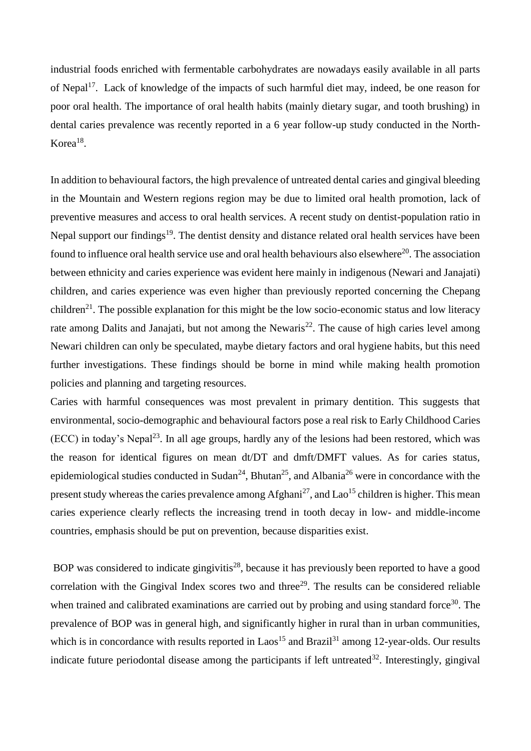industrial foods enriched with fermentable carbohydrates are nowadays easily available in all parts of Nepal[17]. Lack of knowledge of the impacts of such harmful diet may, indeed, be one reason for poor oral health. The importance of oral health habits (mainly dietary sugar, and tooth brushing) in dental caries prevalence was recently reported in a 6 year follow-up study conducted in the North-Korea[18].

In addition to behavioural factors, the high prevalence of untreated dental caries and gingival bleeding in the Mountain and Western regions region may be due to limited oral health promotion, lack of preventive measures and access to oral health services. A recent study on dentist-population ratio in Nepal support our findings[19]. The dentist density and distance related oral health services have been found to influence oral health service use and oral health behaviours also elsewhere[20]. The association between ethnicity and caries experience was evident here mainly in indigenous (Newari and Janajati) children, and caries experience was even higher than previously reported concerning the Chepang children[21]. The possible explanation for this might be the low socio-economic status and low literacy rate among Dalits and Janajati, but not among the Newaris[22]. The cause of high caries level among Newari children can only be speculated, maybe dietary factors and oral hygiene habits, but this need further investigations. These findings should be borne in mind while making health promotion policies and planning and targeting resources.

Caries with harmful consequences was most prevalent in primary dentition. This suggests that environmental, socio-demographic and behavioural factors pose a real risk to Early Childhood Caries (ECC) in today's Nepal[23]. In all age groups, hardly any of the lesions had been restored, which was the reason for identical figures on mean dt/DT and dmft/DMFT values. As for caries status, epidemiological studies conducted in Sudan[24], Bhutan[25], and Albania[26] were in concordance with the present study whereas the caries prevalence among Afghani[27], and Lao[15] children is higher. This mean caries experience clearly reflects the increasing trend in tooth decay in low- and middle-income countries, emphasis should be put on prevention, because disparities exist.

BOP was considered to indicate gingivitis[28], because it has previously been reported to have a good correlation with the Gingival Index scores two and three[29]. The results can be considered reliable when trained and calibrated examinations are carried out by probing and using standard force[30]. The prevalence of BOP was in general high, and significantly higher in rural than in urban communities, which is in concordance with results reported in Laos[15] and Brazil[31] among 12-year-olds. Our results indicate future periodontal disease among the participants if left untreated[32]. Interestingly, gingival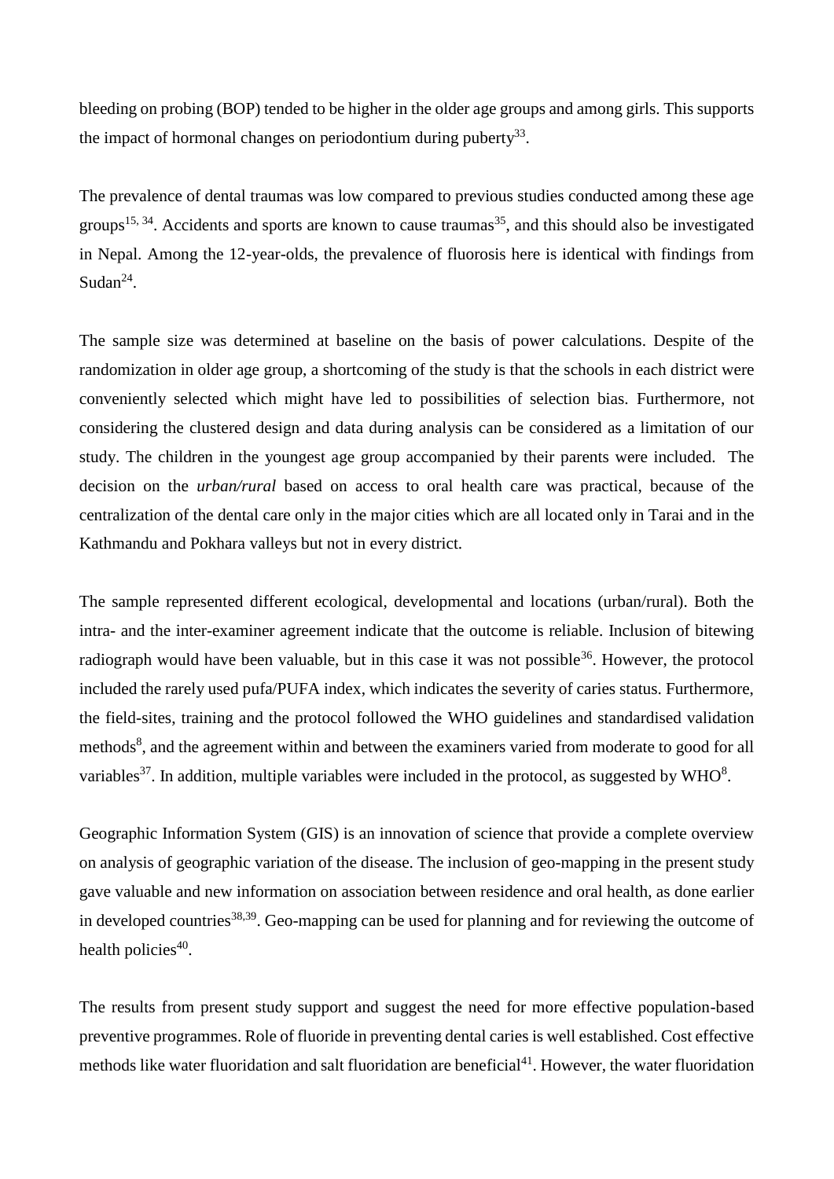bleeding on probing (BOP) tended to be higher in the older age groups and among girls. This supports the impact of hormonal changes on periodontium during puberty[33].

The prevalence of dental traumas was low compared to previous studies conducted among these age groups[15, 34]. Accidents and sports are known to cause traumas[35], and this should also be investigated in Nepal. Among the 12-year-olds, the prevalence of fluorosis here is identical with findings from Sudan[24].

The sample size was determined at baseline on the basis of power calculations. Despite of the randomization in older age group, a shortcoming of the study is that the schools in each district were conveniently selected which might have led to possibilities of selection bias. Furthermore, not considering the clustered design and data during analysis can be considered as a limitation of our study. The children in the youngest age group accompanied by their parents were included. The decision on the *urban/rural* based on access to oral health care was practical, because of the centralization of the dental care only in the major cities which are all located only in Tarai and in the Kathmandu and Pokhara valleys but not in every district.

The sample represented different ecological, developmental and locations (urban/rural). Both the intra- and the inter-examiner agreement indicate that the outcome is reliable. Inclusion of bitewing radiograph would have been valuable, but in this case it was not possible[36]. However, the protocol included the rarely used pufa/PUFA index, which indicates the severity of caries status. Furthermore, the field-sites, training and the protocol followed the WHO guidelines and standardised validation methods[8], and the agreement within and between the examiners varied from moderate to good for all variables[37]. In addition, multiple variables were included in the protocol, as suggested by WHO[8].

Geographic Information System (GIS) is an innovation of science that provide a complete overview on analysis of geographic variation of the disease. The inclusion of geo-mapping in the present study gave valuable and new information on association between residence and oral health, as done earlier in developed countries[38,39]. Geo-mapping can be used for planning and for reviewing the outcome of health policies[40].

The results from present study support and suggest the need for more effective population-based preventive programmes. Role of fluoride in preventing dental caries is well established. Cost effective methods like water fluoridation and salt fluoridation are beneficial[41]. However, the water fluoridation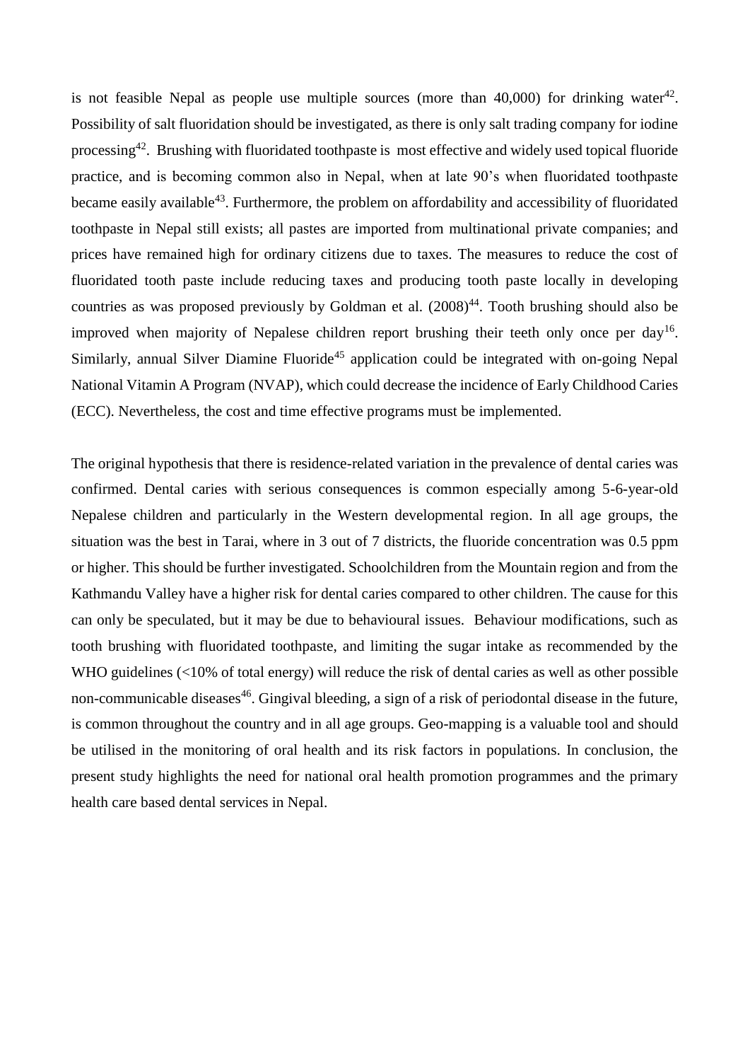is not feasible Nepal as people use multiple sources (more than 40,000) for drinking water[42]. Possibility of salt fluoridation should be investigated, as there is only salt trading company for iodine processing[42]. Brushing with fluoridated toothpaste is most effective and widely used topical fluoride practice, and is becoming common also in Nepal, when at late 90's when fluoridated toothpaste became easily available[43]. Furthermore, the problem on affordability and accessibility of fluoridated toothpaste in Nepal still exists; all pastes are imported from multinational private companies; and prices have remained high for ordinary citizens due to taxes. The measures to reduce the cost of fluoridated tooth paste include reducing taxes and producing tooth paste locally in developing countries as was proposed previously by Goldman et al. (2008)[44]. Tooth brushing should also be improved when majority of Nepalese children report brushing their teeth only once per day[16]. Similarly, annual Silver Diamine Fluoride[45] application could be integrated with on-going Nepal National Vitamin A Program (NVAP), which could decrease the incidence of Early Childhood Caries (ECC). Nevertheless, the cost and time effective programs must be implemented.

The original hypothesis that there is residence-related variation in the prevalence of dental caries was confirmed. Dental caries with serious consequences is common especially among 5-6-year-old Nepalese children and particularly in the Western developmental region. In all age groups, the situation was the best in Tarai, where in 3 out of 7 districts, the fluoride concentration was 0.5 ppm or higher. This should be further investigated. Schoolchildren from the Mountain region and from the Kathmandu Valley have a higher risk for dental caries compared to other children. The cause for this can only be speculated, but it may be due to behavioural issues. Behaviour modifications, such as tooth brushing with fluoridated toothpaste, and limiting the sugar intake as recommended by the WHO guidelines (<10% of total energy) will reduce the risk of dental caries as well as other possible non-communicable diseases[46]. Gingival bleeding, a sign of a risk of periodontal disease in the future, is common throughout the country and in all age groups. Geo-mapping is a valuable tool and should be utilised in the monitoring of oral health and its risk factors in populations. In conclusion, the present study highlights the need for national oral health promotion programmes and the primary health care based dental services in Nepal.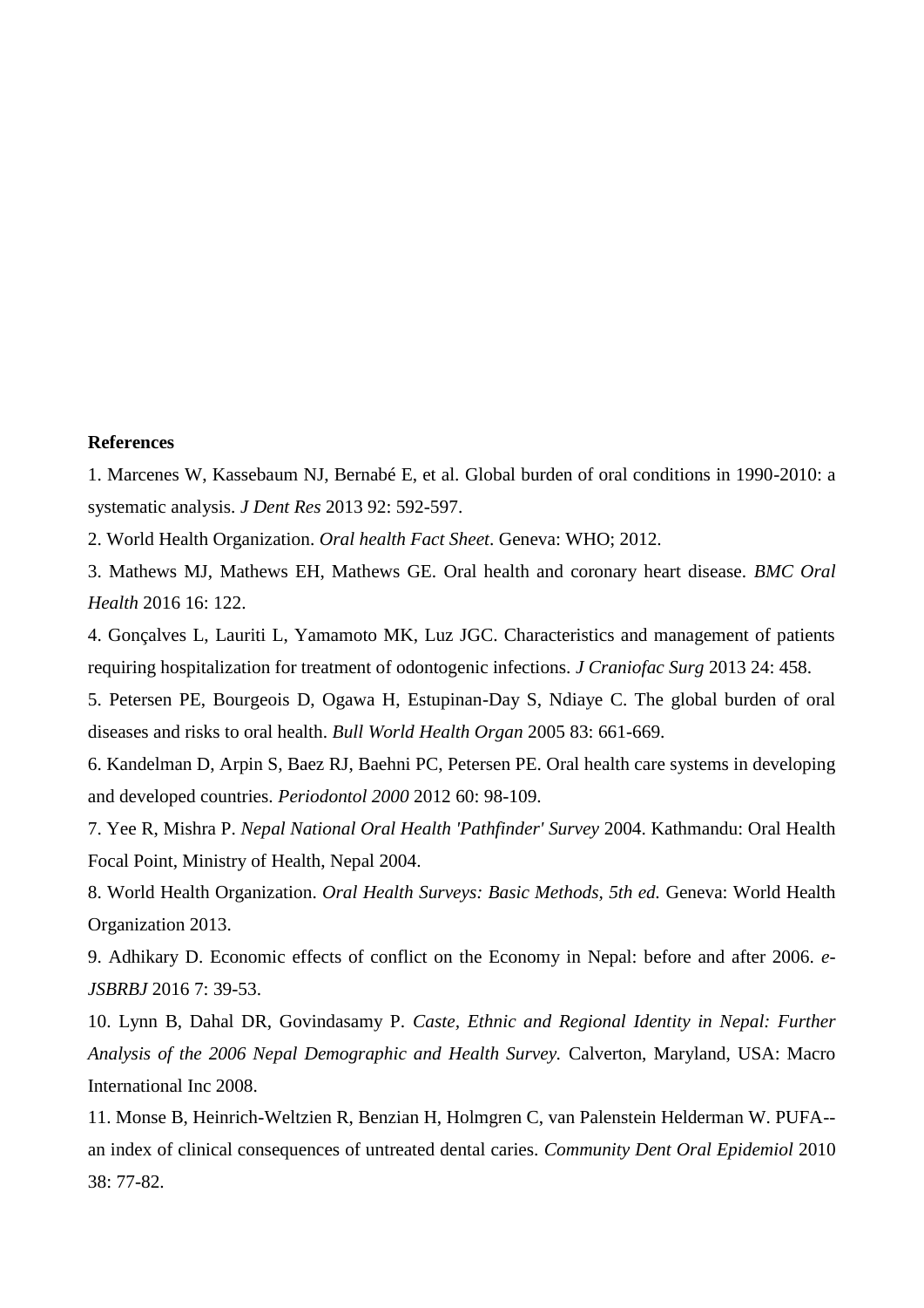**References**

1. Marcenes W, Kassebaum NJ, Bernabé E, et al. Global burden of oral conditions in 1990-2010: a systematic analysis. *J Dent Res* 2013 92: 592-597.

2. World Health Organization. *Oral health Fact Sheet*. Geneva: WHO; 2012.

3. Mathews MJ, Mathews EH, Mathews GE. Oral health and coronary heart disease. *BMC Oral Health* 2016 16: 122.

4. Gonçalves L, Lauriti L, Yamamoto MK, Luz JGC. Characteristics and management of patients requiring hospitalization for treatment of odontogenic infections. *J Craniofac Surg* 2013 24: 458.

5. Petersen PE, Bourgeois D, Ogawa H, Estupinan-Day S, Ndiaye C. The global burden of oral diseases and risks to oral health. *Bull World Health Organ* 2005 83: 661-669.

6. Kandelman D, Arpin S, Baez RJ, Baehni PC, Petersen PE. Oral health care systems in developing and developed countries. *Periodontol 2000* 2012 60: 98-109.

7. Yee R, Mishra P. *Nepal National Oral Health 'Pathfinder' Survey* 2004. Kathmandu: Oral Health Focal Point, Ministry of Health, Nepal 2004.

8. World Health Organization. *Oral Health Surveys: Basic Methods, 5th ed.* Geneva: World Health Organization 2013.

9. Adhikary D. Economic effects of conflict on the Economy in Nepal: before and after 2006. *e-JSBRBJ* 2016 7: 39-53.

10. Lynn B, Dahal DR, Govindasamy P. *Caste, Ethnic and Regional Identity in Nepal: Further Analysis of the 2006 Nepal Demographic and Health Survey.* Calverton, Maryland, USA: Macro International Inc 2008.

11. Monse B, Heinrich-Weltzien R, Benzian H, Holmgren C, van Palenstein Helderman W. PUFA--an index of clinical consequences of untreated dental caries. *Community Dent Oral Epidemiol* 2010 38: 77-82.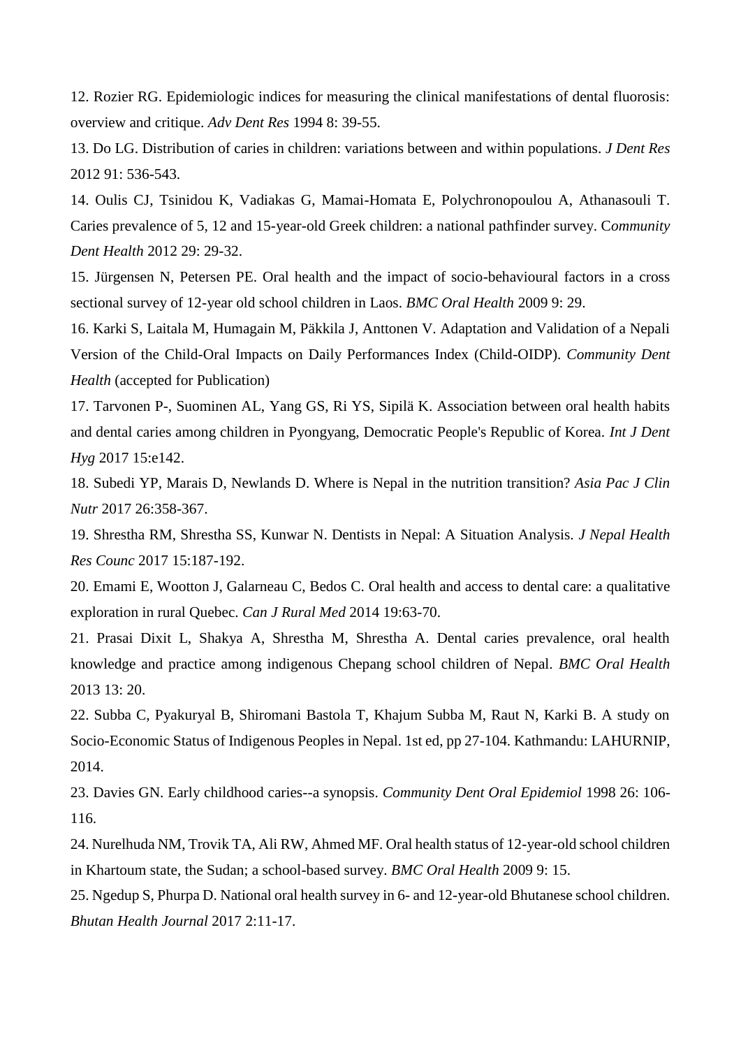12. Rozier RG. Epidemiologic indices for measuring the clinical manifestations of dental fluorosis: overview and critique. *Adv Dent Res* 1994 8: 39-55.

13. Do LG. Distribution of caries in children: variations between and within populations. *J Dent Res* 2012 91: 536-543.

14. Oulis CJ, Tsinidou K, Vadiakas G, Mamai-Homata E, Polychronopoulou A, Athanasouli T. Caries prevalence of 5, 12 and 15-year-old Greek children: a national pathfinder survey. C*ommunity Dent Health* 2012 29: 29-32.

15. Jürgensen N, Petersen PE. Oral health and the impact of socio-behavioural factors in a cross sectional survey of 12-year old school children in Laos. *BMC Oral Health* 2009 9: 29.

16. Karki S, Laitala M, Humagain M, Päkkila J, Anttonen V. Adaptation and Validation of a Nepali Version of the Child-Oral Impacts on Daily Performances Index (Child-OIDP). *Community Dent Health* (accepted for Publication)

17. Tarvonen P-, Suominen AL, Yang GS, Ri YS, Sipilä K. Association between oral health habits and dental caries among children in Pyongyang, Democratic People's Republic of Korea. *Int J Dent Hyg* 2017 15:e142.

18. Subedi YP, Marais D, Newlands D. Where is Nepal in the nutrition transition? *Asia Pac J Clin Nutr* 2017 26:358-367.

19. Shrestha RM, Shrestha SS, Kunwar N. Dentists in Nepal: A Situation Analysis. *J Nepal Health Res Counc* 2017 15:187-192.

20. Emami E, Wootton J, Galarneau C, Bedos C. Oral health and access to dental care: a qualitative exploration in rural Quebec. *Can J Rural Med* 2014 19:63-70.

21. Prasai Dixit L, Shakya A, Shrestha M, Shrestha A. Dental caries prevalence, oral health knowledge and practice among indigenous Chepang school children of Nepal. *BMC Oral Health* 2013 13: 20.

22. Subba C, Pyakuryal B, Shiromani Bastola T, Khajum Subba M, Raut N, Karki B. A study on Socio-Economic Status of Indigenous Peoples in Nepal. 1st ed, pp 27-104. Kathmandu: LAHURNIP, 2014.

23. Davies GN. Early childhood caries--a synopsis. *Community Dent Oral Epidemiol* 1998 26: 106-116.

24. Nurelhuda NM, Trovik TA, Ali RW, Ahmed MF. Oral health status of 12-year-old school children in Khartoum state, the Sudan; a school-based survey. *BMC Oral Health* 2009 9: 15.

25. Ngedup S, Phurpa D. National oral health survey in 6- and 12-year-old Bhutanese school children. *Bhutan Health Journal* 2017 2:11-17.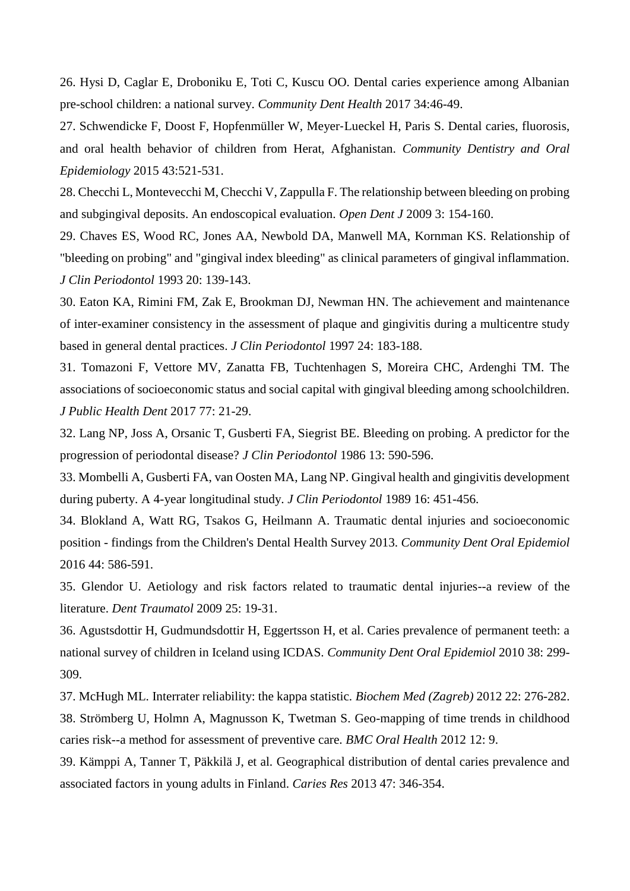26. Hysi D, Caglar E, Droboniku E, Toti C, Kuscu OO. Dental caries experience among Albanian pre-school children: a national survey. *Community Dent Health* 2017 34:46-49.

27. Schwendicke F, Doost F, Hopfenmüller W, Meyer-Lueckel H, Paris S. Dental caries, fluorosis, and oral health behavior of children from Herat, Afghanistan. *Community Dentistry and Oral Epidemiology* 2015 43:521-531.

28. Checchi L, Montevecchi M, Checchi V, Zappulla F. The relationship between bleeding on probing and subgingival deposits. An endoscopical evaluation. *Open Dent J* 2009 3: 154-160.

29. Chaves ES, Wood RC, Jones AA, Newbold DA, Manwell MA, Kornman KS. Relationship of "bleeding on probing" and "gingival index bleeding" as clinical parameters of gingival inflammation. *J Clin Periodontol* 1993 20: 139-143.

30. Eaton KA, Rimini FM, Zak E, Brookman DJ, Newman HN. The achievement and maintenance of inter-examiner consistency in the assessment of plaque and gingivitis during a multicentre study based in general dental practices. *J Clin Periodontol* 1997 24: 183-188.

31. Tomazoni F, Vettore MV, Zanatta FB, Tuchtenhagen S, Moreira CHC, Ardenghi TM. The associations of socioeconomic status and social capital with gingival bleeding among schoolchildren. *J Public Health Dent* 2017 77: 21-29.

32. Lang NP, Joss A, Orsanic T, Gusberti FA, Siegrist BE. Bleeding on probing. A predictor for the progression of periodontal disease? *J Clin Periodontol* 1986 13: 590-596.

33. Mombelli A, Gusberti FA, van Oosten MA, Lang NP. Gingival health and gingivitis development during puberty. A 4-year longitudinal study. *J Clin Periodontol* 1989 16: 451-456.

34. Blokland A, Watt RG, Tsakos G, Heilmann A. Traumatic dental injuries and socioeconomic position - findings from the Children's Dental Health Survey 2013. *Community Dent Oral Epidemiol* 2016 44: 586-591.

35. Glendor U. Aetiology and risk factors related to traumatic dental injuries--a review of the literature. *Dent Traumatol* 2009 25: 19-31.

36. Agustsdottir H, Gudmundsdottir H, Eggertsson H, et al. Caries prevalence of permanent teeth: a national survey of children in Iceland using ICDAS. *Community Dent Oral Epidemiol* 2010 38: 299-309.

37. McHugh ML. Interrater reliability: the kappa statistic. *Biochem Med (Zagreb)* 2012 22: 276-282.

38. Strömberg U, Holmn A, Magnusson K, Twetman S. Geo-mapping of time trends in childhood caries risk--a method for assessment of preventive care. *BMC Oral Health* 2012 12: 9.

39. Kämppi A, Tanner T, Päkkilä J, et al. Geographical distribution of dental caries prevalence and associated factors in young adults in Finland. *Caries Res* 2013 47: 346-354.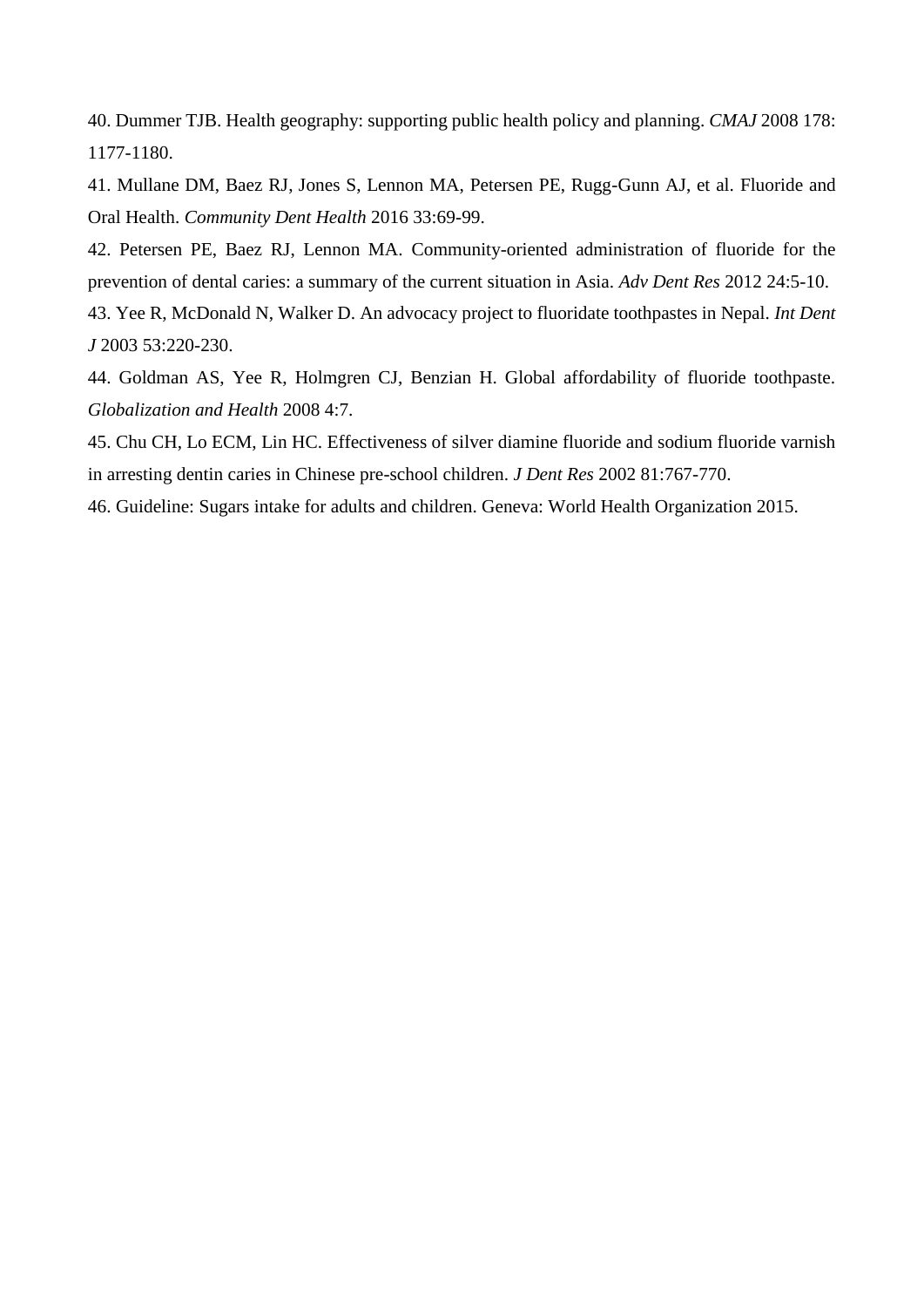40. Dummer TJB. Health geography: supporting public health policy and planning. *CMAJ* 2008 178: 1177-1180.

41. Mullane DM, Baez RJ, Jones S, Lennon MA, Petersen PE, Rugg-Gunn AJ, et al. Fluoride and Oral Health. *Community Dent Health* 2016 33:69-99.

42. Petersen PE, Baez RJ, Lennon MA. Community-oriented administration of fluoride for the prevention of dental caries: a summary of the current situation in Asia. *Adv Dent Res* 2012 24:5-10.

43. Yee R, McDonald N, Walker D. An advocacy project to fluoridate toothpastes in Nepal. *Int Dent J* 2003 53:220-230.

44. Goldman AS, Yee R, Holmgren CJ, Benzian H. Global affordability of fluoride toothpaste. *Globalization and Health* 2008 4:7.

45. Chu CH, Lo ECM, Lin HC. Effectiveness of silver diamine fluoride and sodium fluoride varnish in arresting dentin caries in Chinese pre-school children. *J Dent Res* 2002 81:767-770.

46. Guideline: Sugars intake for adults and children. Geneva: World Health Organization 2015.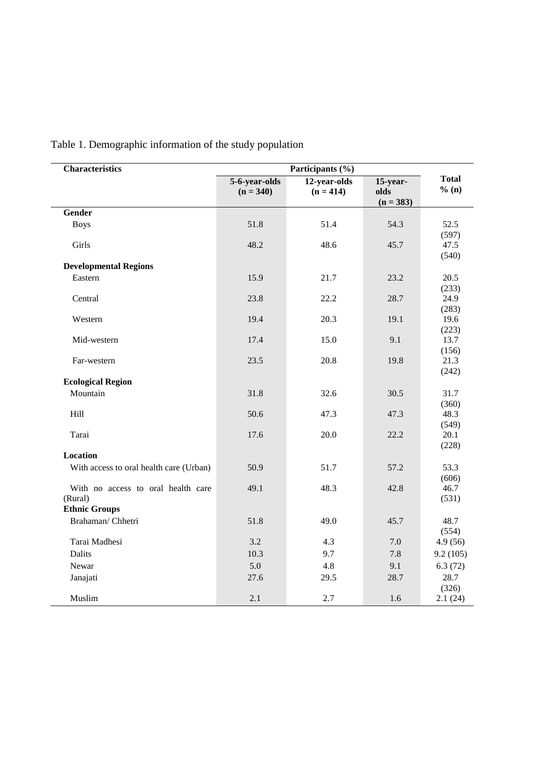Table 1. Demographic information of the study population

| Characteristics | Participants (%) | | | |
|---|---|---|---|---|
| | 5-6-year-olds (n = 340) | 12-year-olds (n = 414) | 15-year-olds (n = 383) | Total % (n) |
| **Gender** | | | | |
| Boys | 51.8 | 51.4 | 54.3 | 52.5 (597) |
| Girls | 48.2 | 48.6 | 45.7 | 47.5 (540) |
| **Developmental Regions** | | | | |
| Eastern | 15.9 | 21.7 | 23.2 | 20.5 (233) |
| Central | 23.8 | 22.2 | 28.7 | 24.9 (283) |
| Western | 19.4 | 20.3 | 19.1 | 19.6 (223) |
| Mid-western | 17.4 | 15.0 | 9.1 | 13.7 (156) |
| Far-western | 23.5 | 20.8 | 19.8 | 21.3 (242) |
| **Ecological Region** | | | | |
| Mountain | 31.8 | 32.6 | 30.5 | 31.7 (360) |
| Hill | 50.6 | 47.3 | 47.3 | 48.3 (549) |
| Tarai | 17.6 | 20.0 | 22.2 | 20.1 (228) |
| **Location** | | | | |
| With access to oral health care (Urban) | 50.9 | 51.7 | 57.2 | 53.3 (606) |
| With no access to oral health care (Rural) | 49.1 | 48.3 | 42.8 | 46.7 (531) |
| **Ethnic Groups** | | | | |
| Brahaman/ Chhetri | 51.8 | 49.0 | 45.7 | 48.7 (554) |
| Tarai Madhesi | 3.2 | 4.3 | 7.0 | 4.9 (56) |
| Dalits | 10.3 | 9.7 | 7.8 | 9.2 (105) |
| Newar | 5.0 | 4.8 | 9.1 | 6.3 (72) |
| Janajati | 27.6 | 29.5 | 28.7 | 28.7 (326) |
| Muslim | 2.1 | 2.7 | 1.6 | 2.1 (24) |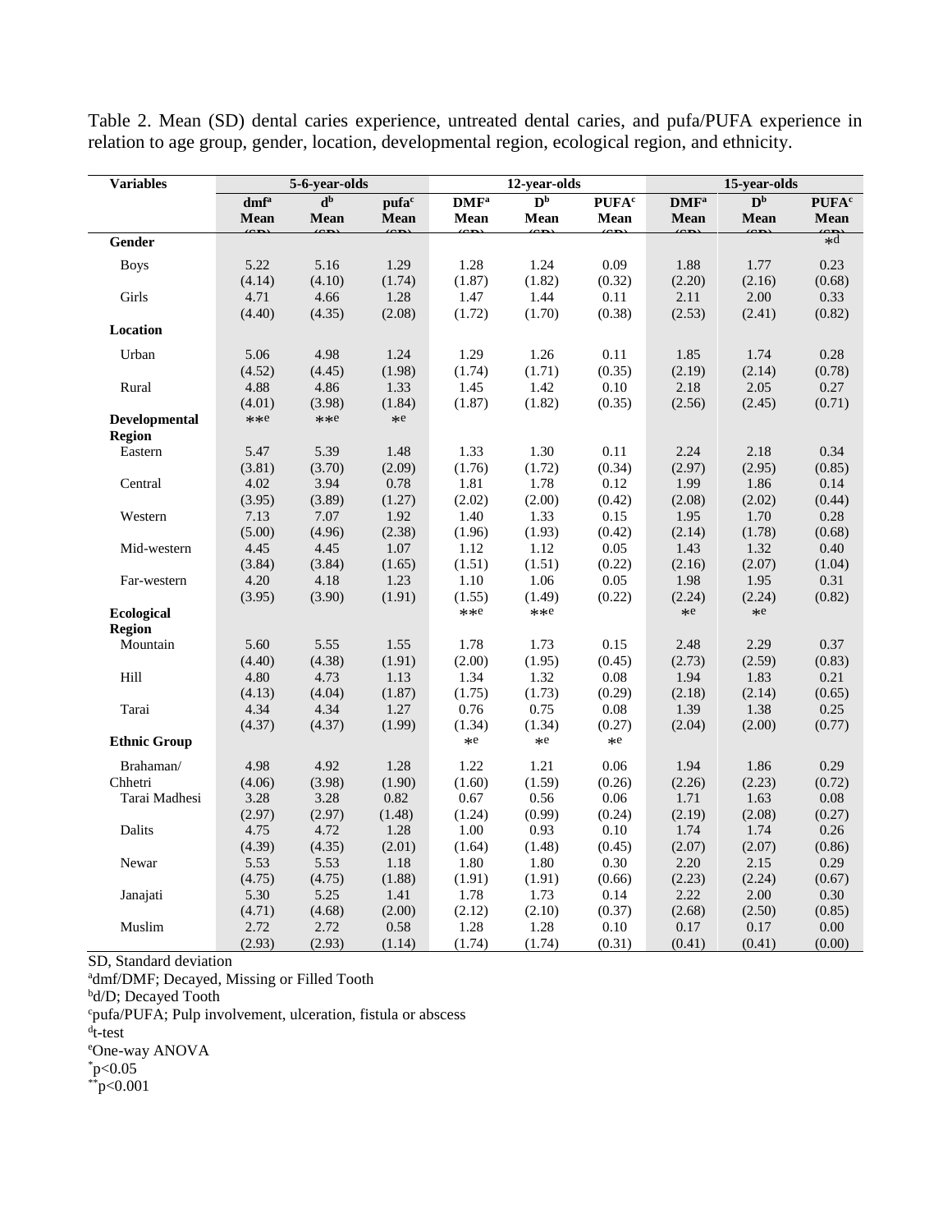Table 2. Mean (SD) dental caries experience, untreated dental caries, and pufa/PUFA experience in relation to age group, gender, location, developmental region, ecological region, and ethnicity.

| Variables | 5-6-year-olds | | | 12-year-olds | | | 15-year-olds | | |
|---|---|---|---|---|---|---|---|---|---|
| | dmf[a] Mean (SD) | d[b] Mean (SD) | pufa[c] Mean (SD) | DMF[a] Mean (SD) | D[b] Mean (SD) | PUFA[c] Mean (SD) | DMF[a] Mean (SD) | D[b] Mean (SD) | PUFA[c] Mean (SD) |
| **Gender** | | | | | | | | | *d |
| Boys | 5.22 (4.14) | 5.16 (4.10) | 1.29 (1.74) | 1.28 (1.87) | 1.24 (1.82) | 0.09 (0.32) | 1.88 (2.20) | 1.77 (2.16) | 0.23 (0.68) |
| Girls | 4.71 (4.40) | 4.66 (4.35) | 1.28 (2.08) | 1.47 (1.72) | 1.44 (1.70) | 0.11 (0.38) | 2.11 (2.53) | 2.00 (2.41) | 0.33 (0.82) |
| **Location** | | | | | | | | | |
| Urban | 5.06 (4.52) | 4.98 (4.45) | 1.24 (1.98) | 1.29 (1.74) | 1.26 (1.71) | 0.11 (0.35) | 1.85 (2.19) | 1.74 (2.14) | 0.28 (0.78) |
| Rural | 4.88 (4.01) | 4.86 (3.98) | 1.33 (1.84) | 1.45 (1.87) | 1.42 (1.82) | 0.10 (0.35) | 2.18 (2.56) | 2.05 (2.45) | 0.27 (0.71) |
| **Developmental Region** | **e | **e | *e | | | | | | |
| Eastern | 5.47 (3.81) | 5.39 (3.70) | 1.48 (2.09) | 1.33 (1.76) | 1.30 (1.72) | 0.11 (0.34) | 2.24 (2.97) | 2.18 (2.95) | 0.34 (0.85) |
| Central | 4.02 (3.95) | 3.94 (3.89) | 0.78 (1.27) | 1.81 (2.02) | 1.78 (2.00) | 0.12 (0.42) | 1.99 (2.08) | 1.86 (2.02) | 0.14 (0.44) |
| Western | 7.13 (5.00) | 7.07 (4.96) | 1.92 (2.38) | 1.40 (1.96) | 1.33 (1.93) | 0.15 (0.42) | 1.95 (2.14) | 1.70 (1.78) | 0.28 (0.68) |
| Mid-western | 4.45 (3.84) | 4.45 (3.84) | 1.07 (1.65) | 1.12 (1.51) | 1.12 (1.51) | 0.05 (0.22) | 1.43 (2.16) | 1.32 (2.07) | 0.40 (1.04) |
| Far-western | 4.20 (3.95) | 4.18 (3.90) | 1.23 (1.91) | 1.10 (1.55) | 1.06 (1.49) | 0.05 (0.22) | 1.98 (2.24) | 1.95 (2.24) | 0.31 (0.82) |
| **Ecological Region** | | | | **e | **e | | *e | *e | |
| Mountain | 5.60 (4.40) | 5.55 (4.38) | 1.55 (1.91) | 1.78 (2.00) | 1.73 (1.95) | 0.15 (0.45) | 2.48 (2.73) | 2.29 (2.59) | 0.37 (0.83) |
| Hill | 4.80 (4.13) | 4.73 (4.04) | 1.13 (1.87) | 1.34 (1.75) | 1.32 (1.73) | 0.08 (0.29) | 1.94 (2.18) | 1.83 (2.14) | 0.21 (0.65) |
| Tarai | 4.34 (4.37) | 4.34 (4.37) | 1.27 (1.99) | 0.76 (1.34) | 0.75 (1.34) | 0.08 (0.27) | 1.39 (2.04) | 1.38 (2.00) | 0.25 (0.77) |
| **Ethnic Group** | | | | *e | *e | *e | | | |
| Brahaman/ Chhetri | 4.98 (4.06) | 4.92 (3.98) | 1.28 (1.90) | 1.22 (1.60) | 1.21 (1.59) | 0.06 (0.26) | 1.94 (2.26) | 1.86 (2.23) | 0.29 (0.72) |
| Tarai Madhesi | 3.28 (2.97) | 3.28 (2.97) | 0.82 (1.48) | 0.67 (1.24) | 0.56 (0.99) | 0.06 (0.24) | 1.71 (2.19) | 1.63 (2.08) | 0.08 (0.27) |
| Dalits | 4.75 (4.39) | 4.72 (4.35) | 1.28 (2.01) | 1.00 (1.64) | 0.93 (1.48) | 0.10 (0.45) | 1.74 (2.07) | 1.74 (2.07) | 0.26 (0.86) |
| Newar | 5.53 (4.75) | 5.53 (4.75) | 1.18 (1.88) | 1.80 (1.91) | 1.80 (1.91) | 0.30 (0.66) | 2.20 (2.23) | 2.15 (2.24) | 0.29 (0.67) |
| Janajati | 5.30 (4.71) | 5.25 (4.68) | 1.41 (2.00) | 1.78 (2.12) | 1.73 (2.10) | 0.14 (0.37) | 2.22 (2.68) | 2.00 (2.50) | 0.30 (0.85) |
| Muslim | 2.72 (2.93) | 2.72 (2.93) | 0.58 (1.14) | 1.28 (1.74) | 1.28 (1.74) | 0.10 (0.31) | 0.17 (0.41) | 0.17 (0.41) | 0.00 (0.00) |

SD, Standard deviation
[a]dmf/DMF; Decayed, Missing or Filled Tooth
[b]d/D; Decayed Tooth
[c]pufa/PUFA; Pulp involvement, ulceration, fistula or abscess
[d]t-test
[e]One-way ANOVA
*p<0.05
**p<0.001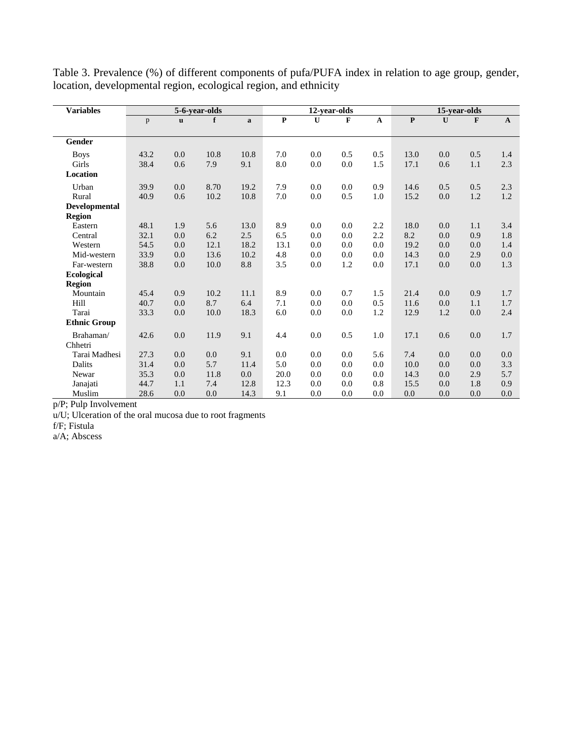Table 3. Prevalence (%) of different components of pufa/PUFA index in relation to age group, gender, location, developmental region, ecological region, and ethnicity

| Variables | 5-6-year-olds | | | | 12-year-olds | | | | 15-year-olds | | | |
|---|---|---|---|---|---|---|---|---|---|---|---|---|
| | p | u | f | a | P | U | F | A | P | U | F | A |
| **Gender** | | | | | | | | | | | | |
| Boys | 43.2 | 0.0 | 10.8 | 10.8 | 7.0 | 0.0 | 0.5 | 0.5 | 13.0 | 0.0 | 0.5 | 1.4 |
| Girls | 38.4 | 0.6 | 7.9 | 9.1 | 8.0 | 0.0 | 0.0 | 1.5 | 17.1 | 0.6 | 1.1 | 2.3 |
| **Location** | | | | | | | | | | | | |
| Urban | 39.9 | 0.0 | 8.70 | 19.2 | 7.9 | 0.0 | 0.0 | 0.9 | 14.6 | 0.5 | 0.5 | 2.3 |
| Rural | 40.9 | 0.6 | 10.2 | 10.8 | 7.0 | 0.0 | 0.5 | 1.0 | 15.2 | 0.0 | 1.2 | 1.2 |
| **Developmental Region** | | | | | | | | | | | | |
| Eastern | 48.1 | 1.9 | 5.6 | 13.0 | 8.9 | 0.0 | 0.0 | 2.2 | 18.0 | 0.0 | 1.1 | 3.4 |
| Central | 32.1 | 0.0 | 6.2 | 2.5 | 6.5 | 0.0 | 0.0 | 2.2 | 8.2 | 0.0 | 0.9 | 1.8 |
| Western | 54.5 | 0.0 | 12.1 | 18.2 | 13.1 | 0.0 | 0.0 | 0.0 | 19.2 | 0.0 | 0.0 | 1.4 |
| Mid-western | 33.9 | 0.0 | 13.6 | 10.2 | 4.8 | 0.0 | 0.0 | 0.0 | 14.3 | 0.0 | 2.9 | 0.0 |
| Far-western | 38.8 | 0.0 | 10.0 | 8.8 | 3.5 | 0.0 | 1.2 | 0.0 | 17.1 | 0.0 | 0.0 | 1.3 |
| **Ecological Region** | | | | | | | | | | | | |
| Mountain | 45.4 | 0.9 | 10.2 | 11.1 | 8.9 | 0.0 | 0.7 | 1.5 | 21.4 | 0.0 | 0.9 | 1.7 |
| Hill | 40.7 | 0.0 | 8.7 | 6.4 | 7.1 | 0.0 | 0.0 | 0.5 | 11.6 | 0.0 | 1.1 | 1.7 |
| Tarai | 33.3 | 0.0 | 10.0 | 18.3 | 6.0 | 0.0 | 0.0 | 1.2 | 12.9 | 1.2 | 0.0 | 2.4 |
| **Ethnic Group** | | | | | | | | | | | | |
| Brahaman/ Chhetri | 42.6 | 0.0 | 11.9 | 9.1 | 4.4 | 0.0 | 0.5 | 1.0 | 17.1 | 0.6 | 0.0 | 1.7 |
| Tarai Madhesi | 27.3 | 0.0 | 0.0 | 9.1 | 0.0 | 0.0 | 0.0 | 5.6 | 7.4 | 0.0 | 0.0 | 0.0 |
| Dalits | 31.4 | 0.0 | 5.7 | 11.4 | 5.0 | 0.0 | 0.0 | 0.0 | 10.0 | 0.0 | 0.0 | 3.3 |
| Newar | 35.3 | 0.0 | 11.8 | 0.0 | 20.0 | 0.0 | 0.0 | 0.0 | 14.3 | 0.0 | 2.9 | 5.7 |
| Janajati | 44.7 | 1.1 | 7.4 | 12.8 | 12.3 | 0.0 | 0.0 | 0.8 | 15.5 | 0.0 | 1.8 | 0.9 |
| Muslim | 28.6 | 0.0 | 0.0 | 14.3 | 9.1 | 0.0 | 0.0 | 0.0 | 0.0 | 0.0 | 0.0 | 0.0 |

p/P; Pulp Involvement
u/U; Ulceration of the oral mucosa due to root fragments
f/F; Fistula
a/A; Abscess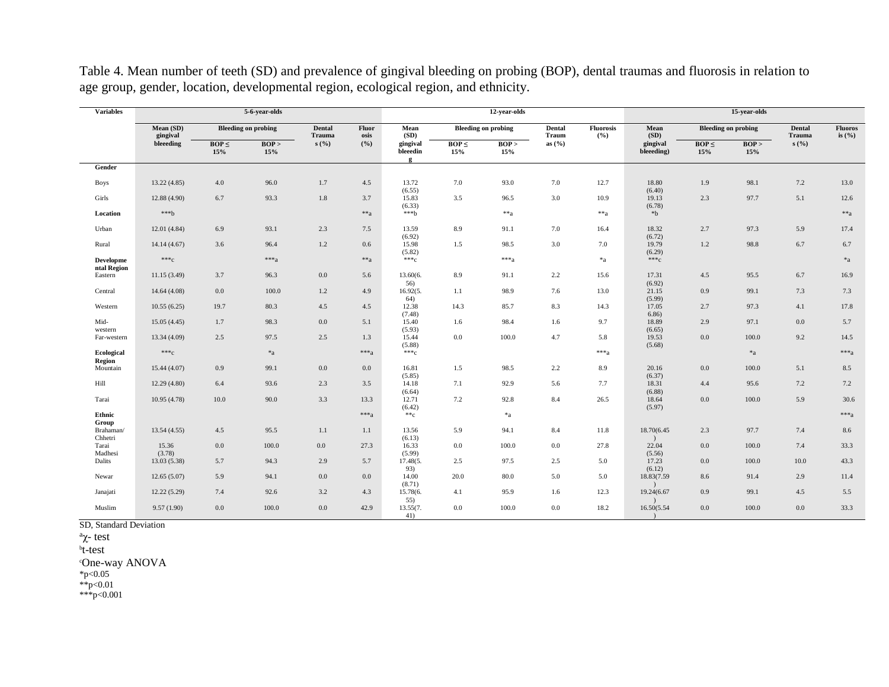Table 4. Mean number of teeth (SD) and prevalence of gingival bleeding on probing (BOP), dental traumas and fluorosis in relation to age group, gender, location, developmental region, ecological region, and ethnicity.

| Variables | 5-6-year-olds | | | | | 12-year-olds | | | | | 15-year-olds | | | | |
|---|---|---|---|---|---|---|---|---|---|---|---|---|---|---|---|
| | Mean (SD) gingival bleeeding | Bleeding on probing | | Dental Traumas (%) | Fluorosis (%) | Mean (SD) gingival bleeeding | Bleeding on probing | | Dental Traumas (%) | Fluorosis (%) | Mean (SD) gingival bleeeding) | Bleeding on probing | | Dental Traumas (%) | Fluorosis (%) |
| | | BOP ≤ 15% | BOP > 15% | | | | BOP ≤ 15% | BOP > 15% | | | | BOP ≤ 15% | BOP > 15% | | |
| **Gender** | | | | | | | | | | | | | | | |
| Boys | 13.22 (4.85) | 4.0 | 96.0 | 1.7 | 4.5 | 13.72 (6.55) | 7.0 | 93.0 | 7.0 | 12.7 | 18.80 (6.40) | 1.9 | 98.1 | 7.2 | 13.0 |
| Girls | 12.88 (4.90) | 6.7 | 93.3 | 1.8 | 3.7 | 15.83 (6.33) | 3.5 | 96.5 | 3.0 | 10.9 | 19.13 (6.78) | 2.3 | 97.7 | 5.1 | 12.6 |
| **Location** | ***b | | | | **a | ***b | | **a | | **a | *b | | | | **a |
| Urban | 12.01 (4.84) | 6.9 | 93.1 | 2.3 | 7.5 | 13.59 (6.92) | 8.9 | 91.1 | 7.0 | 16.4 | 18.32 (6.72) | 2.7 | 97.3 | 5.9 | 17.4 |
| Rural | 14.14 (4.67) | 3.6 | 96.4 | 1.2 | 0.6 | 15.98 (5.82) | 1.5 | 98.5 | 3.0 | 7.0 | 19.79 (6.29) | 1.2 | 98.8 | 6.7 | 6.7 |
| **Developmental Region** | ***c | | ***a | | **a | ***c | | ***a | | *a | ***c | | | | *a |
| Eastern | 11.15 (3.49) | 3.7 | 96.3 | 0.0 | 5.6 | 13.60(6.56) | 8.9 | 91.1 | 2.2 | 15.6 | 17.31 (6.92) | 4.5 | 95.5 | 6.7 | 16.9 |
| Central | 14.64 (4.08) | 0.0 | 100.0 | 1.2 | 4.9 | 16.92(5.64) | 1.1 | 98.9 | 7.6 | 13.0 | 21.15 (5.99) | 0.9 | 99.1 | 7.3 | 7.3 |
| Western | 10.55 (6.25) | 19.7 | 80.3 | 4.5 | 4.5 | 12.38 (7.48) | 14.3 | 85.7 | 8.3 | 14.3 | 17.05 (6.86) | 2.7 | 97.3 | 4.1 | 17.8 |
| Mid-western | 15.05 (4.45) | 1.7 | 98.3 | 0.0 | 5.1 | 15.40 (5.93) | 1.6 | 98.4 | 1.6 | 9.7 | 18.89 (6.65) | 2.9 | 97.1 | 0.0 | 5.7 |
| Far-western | 13.34 (4.09) | 2.5 | 97.5 | 2.5 | 1.3 | 15.44 (5.88) | 0.0 | 100.0 | 4.7 | 5.8 | 19.53 (5.68) | 0.0 | 100.0 | 9.2 | 14.5 |
| **Ecological Region** | ***c | | *a | | ***a | ***c | | | | ***a | | | *a | | ***a |
| Mountain | 15.44 (4.07) | 0.9 | 99.1 | 0.0 | 0.0 | 16.81 (5.85) | 1.5 | 98.5 | 2.2 | 8.9 | 20.16 (6.37) | 0.0 | 100.0 | 5.1 | 8.5 |
| Hill | 12.29 (4.80) | 6.4 | 93.6 | 2.3 | 3.5 | 14.18 (6.64) | 7.1 | 92.9 | 5.6 | 7.7 | 18.31 (6.88) | 4.4 | 95.6 | 7.2 | 7.2 |
| Tarai | 10.95 (4.78) | 10.0 | 90.0 | 3.3 | 13.3 | 12.71 (6.42) | 7.2 | 92.8 | 8.4 | 26.5 | 18.64 (5.97) | 0.0 | 100.0 | 5.9 | 30.6 |
| **Ethnic Group** | | | | | ***a | **c | | *a | | | | | | | ***a |
| Brahaman/ Chhetri | 13.54 (4.55) | 4.5 | 95.5 | 1.1 | 1.1 | 13.56 (6.13) | 5.9 | 94.1 | 8.4 | 11.8 | 18.70(6.45) | 2.3 | 97.7 | 7.4 | 8.6 |
| Tarai Madhesi | 15.36 (3.78) | 0.0 | 100.0 | 0.0 | 27.3 | 16.33 (5.99) | 0.0 | 100.0 | 0.0 | 27.8 | 22.04 (5.56) | 0.0 | 100.0 | 7.4 | 33.3 |
| Dalits | 13.03 (5.38) | 5.7 | 94.3 | 2.9 | 5.7 | 17.48(5.93) | 2.5 | 97.5 | 2.5 | 5.0 | 17.23 (6.12) | 0.0 | 100.0 | 10.0 | 43.3 |
| Newar | 12.65 (5.07) | 5.9 | 94.1 | 0.0 | 0.0 | 14.00 (8.71) | 20.0 | 80.0 | 5.0 | 5.0 | 18.83(7.59) | 8.6 | 91.4 | 2.9 | 11.4 |
| Janajati | 12.22 (5.29) | 7.4 | 92.6 | 3.2 | 4.3 | 15.78(6.55) | 4.1 | 95.9 | 1.6 | 12.3 | 19.24(6.67) | 0.9 | 99.1 | 4.5 | 5.5 |
| Muslim | 9.57 (1.90) | 0.0 | 100.0 | 0.0 | 42.9 | 13.55(7.41) | 0.0 | 100.0 | 0.0 | 18.2 | 16.50(5.54) | 0.0 | 100.0 | 0.0 | 33.3 |

SD, Standard Deviation

[a]$\chi$- test

[b]t-test

[c]One-way ANOVA

*$p<0.05$

**$p<0.01$

***$p<0.001$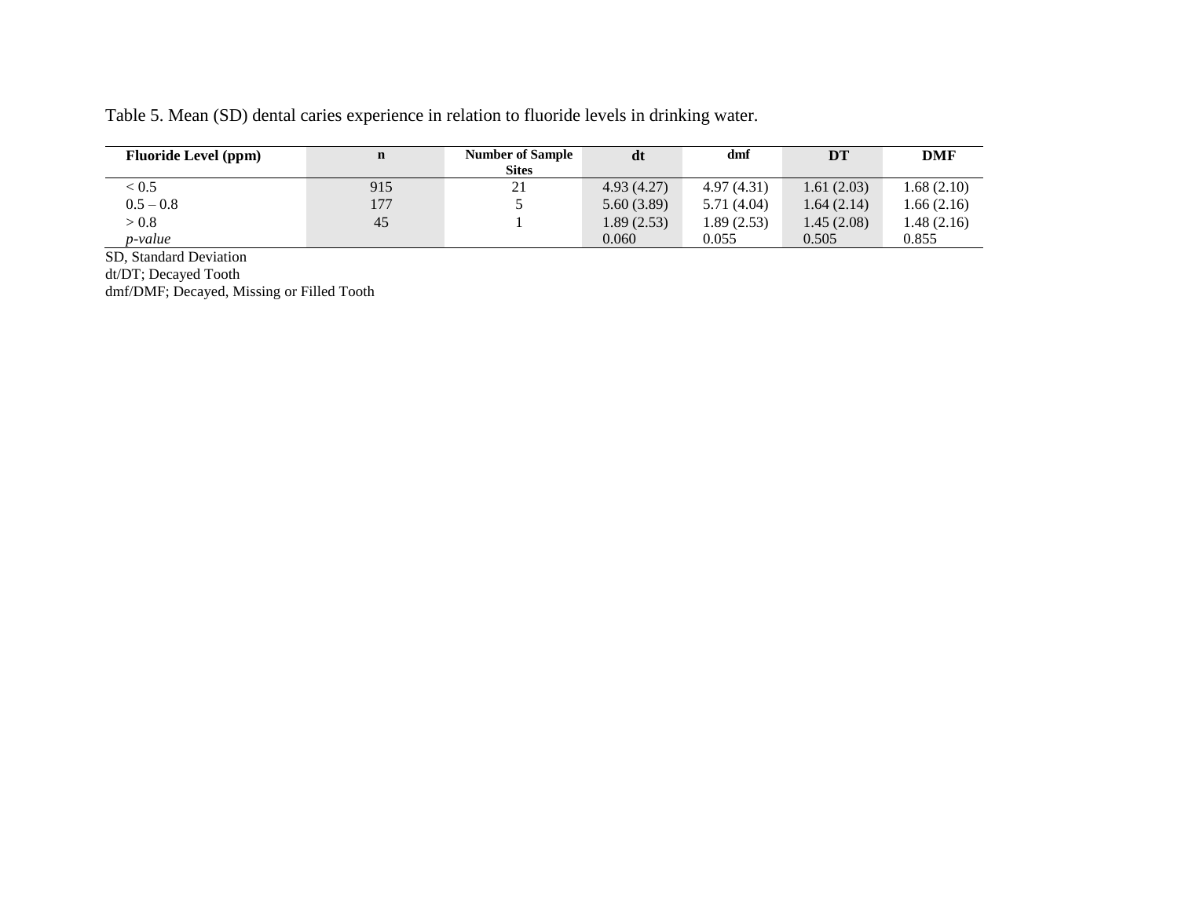Table 5. Mean (SD) dental caries experience in relation to fluoride levels in drinking water.

| Fluoride Level (ppm) | n | Number of Sample Sites | dt | dmf | DT | DMF |
|---|---|---|---|---|---|---|
| < 0.5 | 915 | 21 | 4.93 (4.27) | 4.97 (4.31) | 1.61 (2.03) | 1.68 (2.10) |
| 0.5 – 0.8 | 177 | 5 | 5.60 (3.89) | 5.71 (4.04) | 1.64 (2.14) | 1.66 (2.16) |
| > 0.8 | 45 | 1 | 1.89 (2.53) | 1.89 (2.53) | 1.45 (2.08) | 1.48 (2.16) |
| *p-value* | | | 0.060 | 0.055 | 0.505 | 0.855 |

SD, Standard Deviation

dt/DT; Decayed Tooth

dmf/DMF; Decayed, Missing or Filled Tooth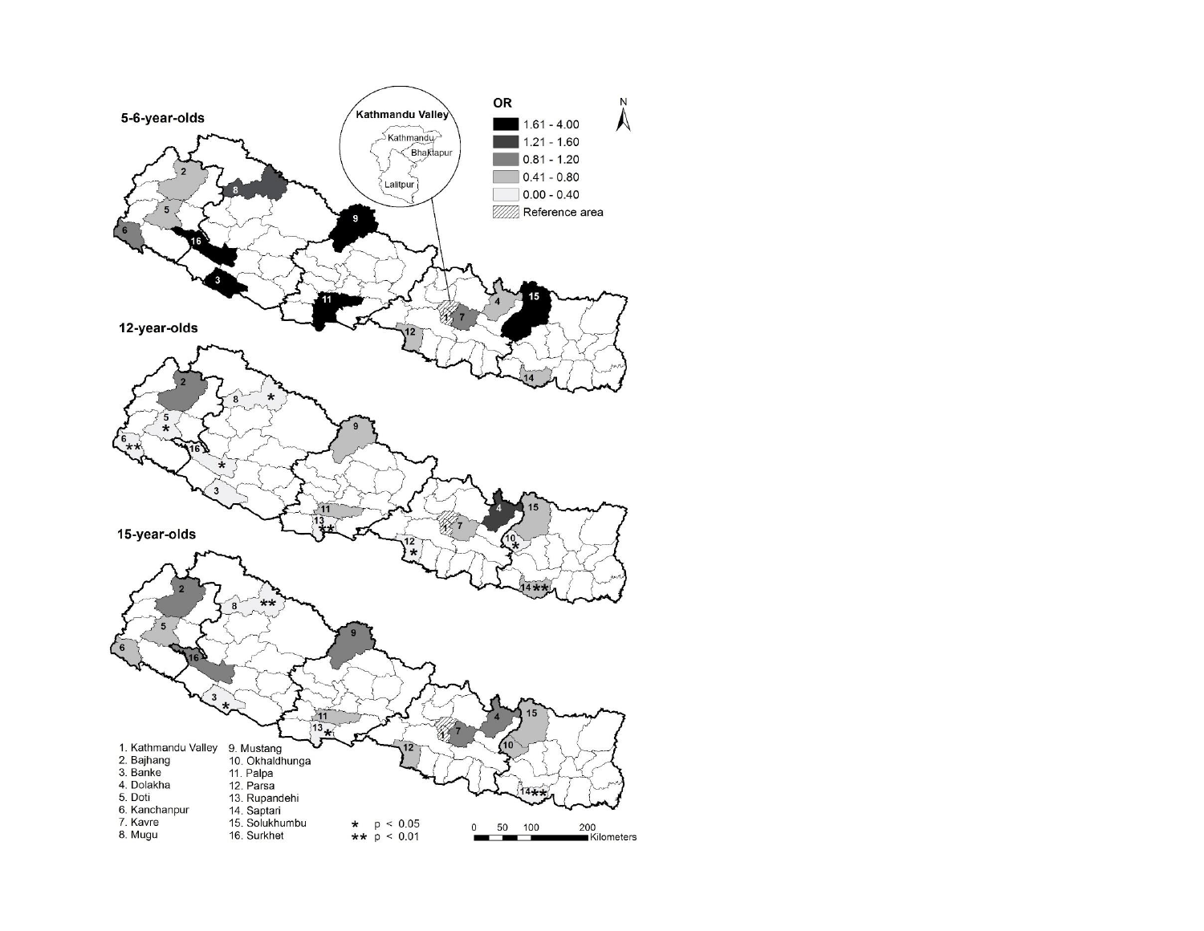5-6-year-olds

Kathmandu Valley

Kathmandu

Bhaktapur

Lalitpur

OR

1.61 - 4.00

1.21 - 1.60

0.81 - 1.20

0.41 - 0.80

0.00 - 0.40

Reference area

N

12-year-olds

15-year-olds

1. Kathmandu Valley
2. Bajhang
3. Banke
4. Dolakha
5. Doti
6. Kanchanpur
7. Kavre
8. Mugu
9. Mustang
10. Okhaldhunga
11. Palpa
12. Parsa
13. Rupandehi
14. Saptari
15. Solukhumbu
16. Surkhet

* $p < 0.05$

** $p < 0.01$

0 50 100 200 Kilometers